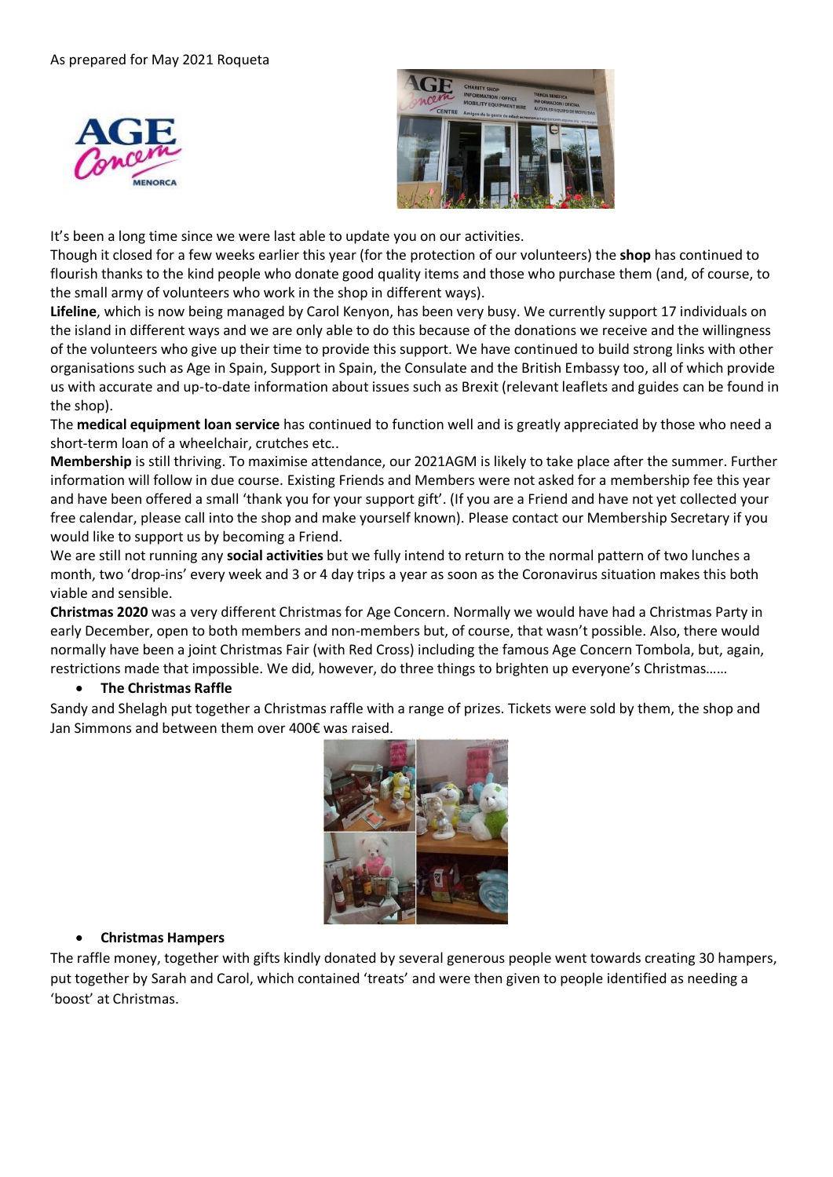As prepared for May 2021 Roqueta

It's been a long time since we were last able to update you on our activities.

Though it closed for a few weeks earlier this year (for the protection of our volunteers) the **shop** has continued to flourish thanks to the kind people who donate good quality items and those who purchase them (and, of course, to the small army of volunteers who work in the shop in different ways).

**Lifeline**, which is now being managed by Carol Kenyon, has been very busy. We currently support 17 individuals on the island in different ways and we are only able to do this because of the donations we receive and the willingness of the volunteers who give up their time to provide this support. We have continued to build strong links with other organisations such as Age in Spain, Support in Spain, the Consulate and the British Embassy too, all of which provide us with accurate and up-to-date information about issues such as Brexit (relevant leaflets and guides can be found in the shop).

The **medical equipment loan service** has continued to function well and is greatly appreciated by those who need a short-term loan of a wheelchair, crutches etc..

**Membership** is still thriving. To maximise attendance, our 2021AGM is likely to take place after the summer. Further information will follow in due course. Existing Friends and Members were not asked for a membership fee this year and have been offered a small 'thank you for your support gift'. (If you are a Friend and have not yet collected your free calendar, please call into the shop and make yourself known). Please contact our Membership Secretary if you would like to support us by becoming a Friend.

We are still not running any **social activities** but we fully intend to return to the normal pattern of two lunches a month, two 'drop-ins' every week and 3 or 4 day trips a year as soon as the Coronavirus situation makes this both viable and sensible.

**Christmas 2020** was a very different Christmas for Age Concern. Normally we would have had a Christmas Party in early December, open to both members and non-members but, of course, that wasn't possible. Also, there would normally have been a joint Christmas Fair (with Red Cross) including the famous Age Concern Tombola, but, again, restrictions made that impossible. We did, however, do three things to brighten up everyone's Christmas……

- **The Christmas Raffle**

Sandy and Shelagh put together a Christmas raffle with a range of prizes. Tickets were sold by them, the shop and Jan Simmons and between them over 400€ was raised.

- **Christmas Hampers**

The raffle money, together with gifts kindly donated by several generous people went towards creating 30 hampers, put together by Sarah and Carol, which contained 'treats' and were then given to people identified as needing a 'boost' at Christmas.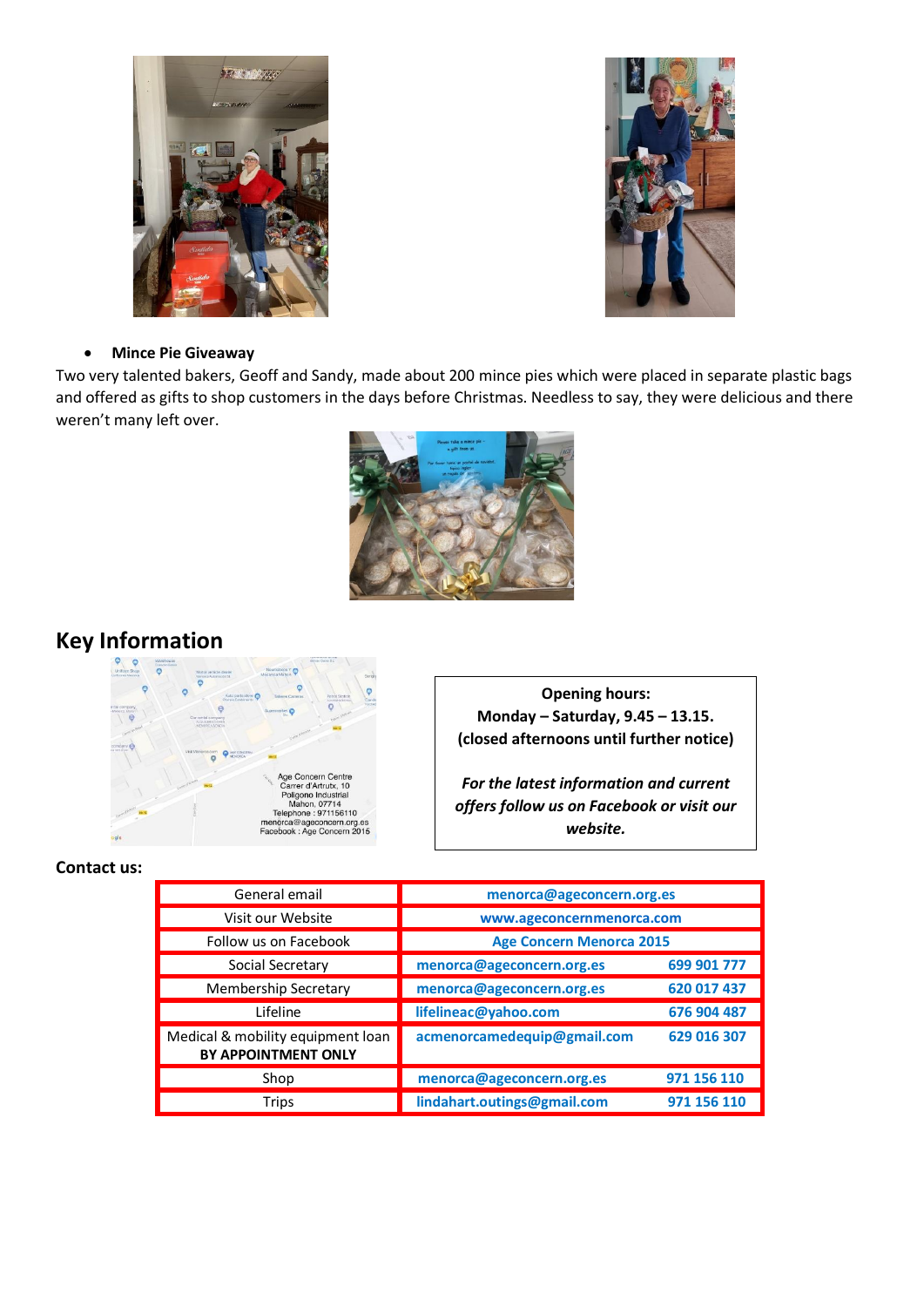- **Mince Pie Giveaway**

Two very talented bakers, Geoff and Sandy, made about 200 mince pies which were placed in separate plastic bags and offered as gifts to shop customers in the days before Christmas. Needless to say, they were delicious and there weren't many left over.

## Key Information

**Opening hours:**
**Monday – Saturday, 9.45 – 13.15.**
**(closed afternoons until further notice)**

***For the latest information and current offers follow us on Facebook or visit our website.***

**Contact us:**

| | | |
|---|---|---|
| General email | **menorca@ageconcern.org.es** | |
| Visit our Website | **www.ageconcernmenorca.com** | |
| Follow us on Facebook | **Age Concern Menorca 2015** | |
| Social Secretary | **menorca@ageconcern.org.es** | **699 901 777** |
| Membership Secretary | **menorca@ageconcern.org.es** | **620 017 437** |
| Lifeline | **lifelineac@yahoo.com** | **676 904 487** |
| Medical & mobility equipment loan **BY APPOINTMENT ONLY** | **acmenorcamedequip@gmail.com** | **629 016 307** |
| Shop | **menorca@ageconcern.org.es** | **971 156 110** |
| Trips | **lindahart.outings@gmail.com** | **971 156 110** |